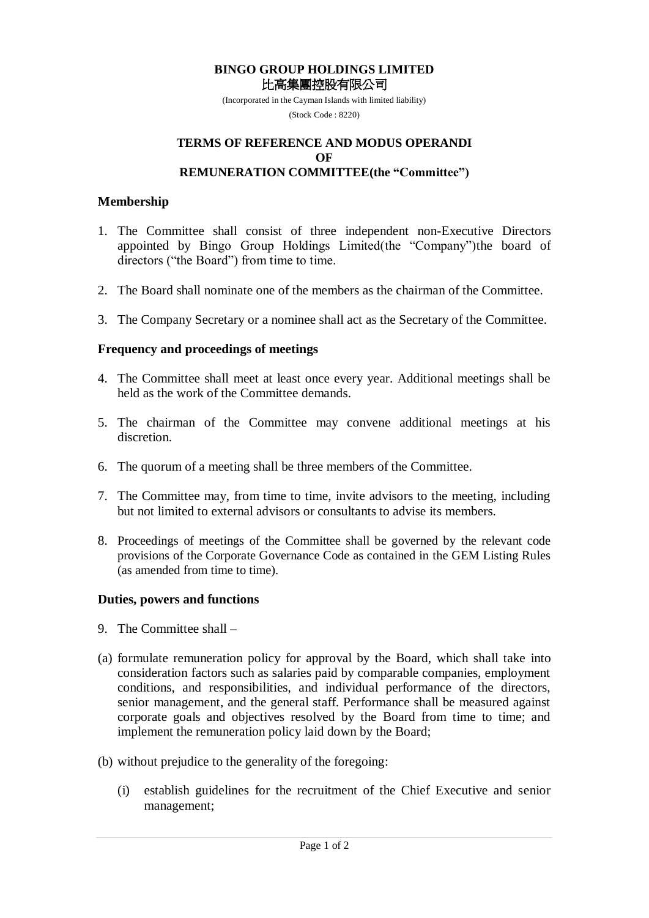**BINGO GROUP HOLDINGS LIMITED**
**比高集團控股有限公司**

(Incorporated in the Cayman Islands with limited liability)

(Stock Code : 8220)

# TERMS OF REFERENCE AND MODUS OPERANDI OF REMUNERATION COMMITTEE(the "Committee")

## Membership

1. The Committee shall consist of three independent non-Executive Directors appointed by Bingo Group Holdings Limited(the "Company")the board of directors ("the Board") from time to time.
2. The Board shall nominate one of the members as the chairman of the Committee.
3. The Company Secretary or a nominee shall act as the Secretary of the Committee.

## Frequency and proceedings of meetings

4. The Committee shall meet at least once every year. Additional meetings shall be held as the work of the Committee demands.
5. The chairman of the Committee may convene additional meetings at his discretion.
6. The quorum of a meeting shall be three members of the Committee.
7. The Committee may, from time to time, invite advisors to the meeting, including but not limited to external advisors or consultants to advise its members.
8. Proceedings of meetings of the Committee shall be governed by the relevant code provisions of the Corporate Governance Code as contained in the GEM Listing Rules (as amended from time to time).

## Duties, powers and functions

9. The Committee shall –

(a) formulate remuneration policy for approval by the Board, which shall take into consideration factors such as salaries paid by comparable companies, employment conditions, and responsibilities, and individual performance of the directors, senior management, and the general staff. Performance shall be measured against corporate goals and objectives resolved by the Board from time to time; and implement the remuneration policy laid down by the Board;

(b) without prejudice to the generality of the foregoing:

   (i) establish guidelines for the recruitment of the Chief Executive and senior management;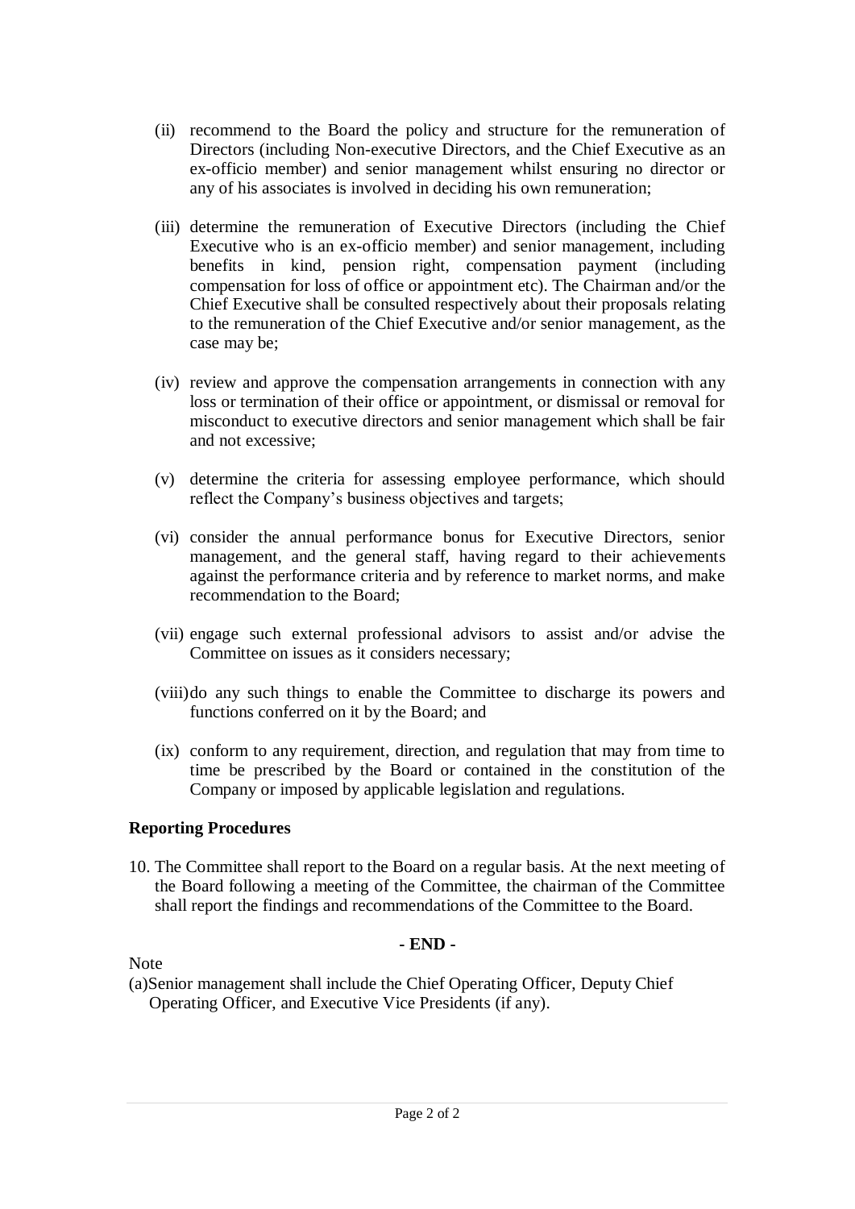(ii) recommend to the Board the policy and structure for the remuneration of Directors (including Non-executive Directors, and the Chief Executive as an ex-officio member) and senior management whilst ensuring no director or any of his associates is involved in deciding his own remuneration;

(iii) determine the remuneration of Executive Directors (including the Chief Executive who is an ex-officio member) and senior management, including benefits in kind, pension right, compensation payment (including compensation for loss of office or appointment etc). The Chairman and/or the Chief Executive shall be consulted respectively about their proposals relating to the remuneration of the Chief Executive and/or senior management, as the case may be;

(iv) review and approve the compensation arrangements in connection with any loss or termination of their office or appointment, or dismissal or removal for misconduct to executive directors and senior management which shall be fair and not excessive;

(v) determine the criteria for assessing employee performance, which should reflect the Company's business objectives and targets;

(vi) consider the annual performance bonus for Executive Directors, senior management, and the general staff, having regard to their achievements against the performance criteria and by reference to market norms, and make recommendation to the Board;

(vii) engage such external professional advisors to assist and/or advise the Committee on issues as it considers necessary;

(viii) do any such things to enable the Committee to discharge its powers and functions conferred on it by the Board; and

(ix) conform to any requirement, direction, and regulation that may from time to time be prescribed by the Board or contained in the constitution of the Company or imposed by applicable legislation and regulations.

**Reporting Procedures**

10. The Committee shall report to the Board on a regular basis. At the next meeting of the Board following a meeting of the Committee, the chairman of the Committee shall report the findings and recommendations of the Committee to the Board.

**- END -**

Note

(a) Senior management shall include the Chief Operating Officer, Deputy Chief Operating Officer, and Executive Vice Presidents (if any).